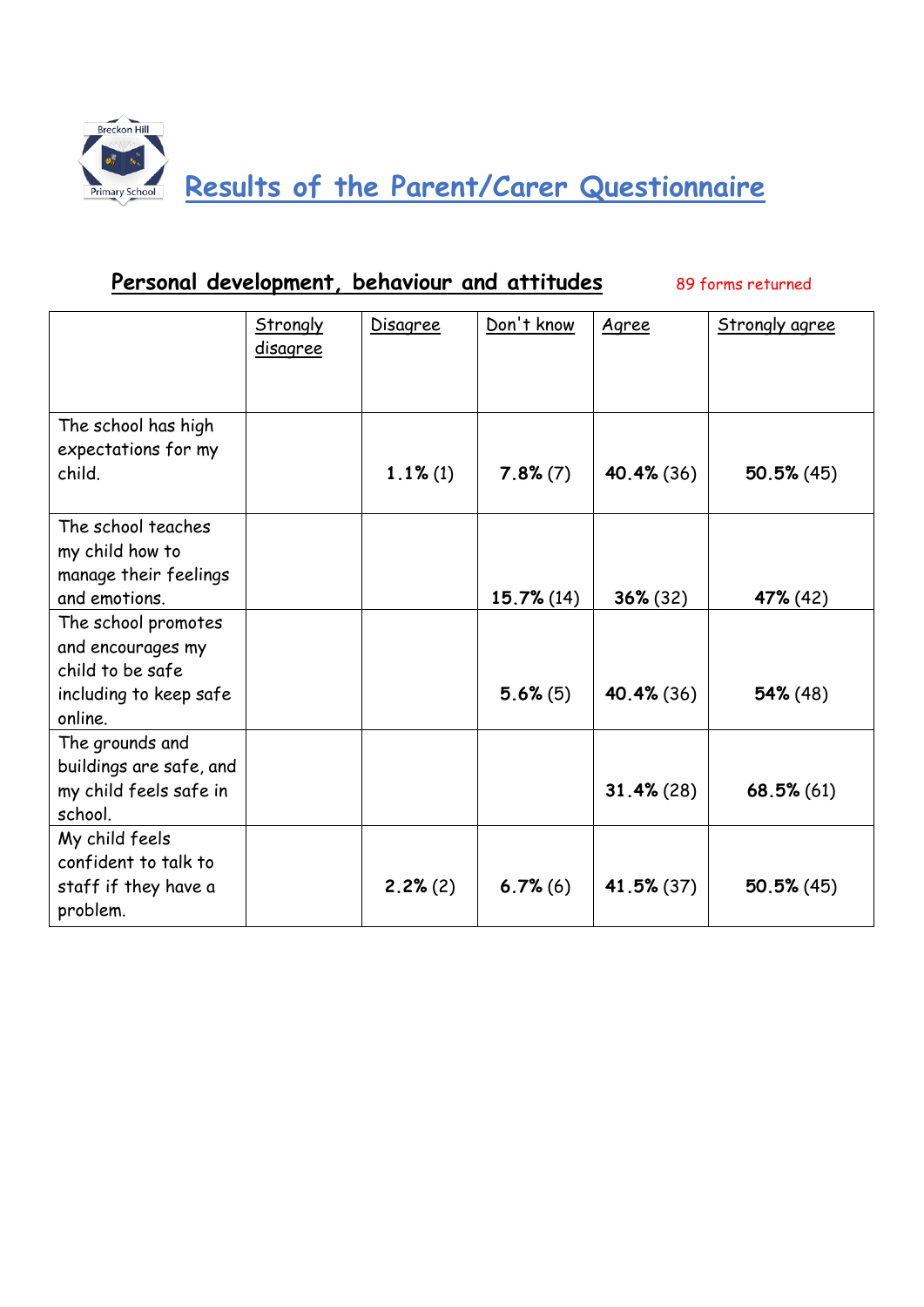# Results of the Parent/Carer Questionnaire

## Personal development, behaviour and attitudes

89 forms returned

| | Strongly disagree | Disagree | Don't know | Agree | Strongly agree |
|---|---|---|---|---|---|
| The school has high expectations for my child. | | **1.1%** (1) | **7.8%** (7) | **40.4%** (36) | **50.5%** (45) |
| The school teaches my child how to manage their feelings and emotions. | | | **15.7%** (14) | **36%** (32) | **47%** (42) |
| The school promotes and encourages my child to be safe including to keep safe online. | | | **5.6%** (5) | **40.4%** (36) | **54%** (48) |
| The grounds and buildings are safe, and my child feels safe in school. | | | | **31.4%** (28) | **68.5%** (61) |
| My child feels confident to talk to staff if they have a problem. | | **2.2%** (2) | **6.7%** (6) | **41.5%** (37) | **50.5%** (45) |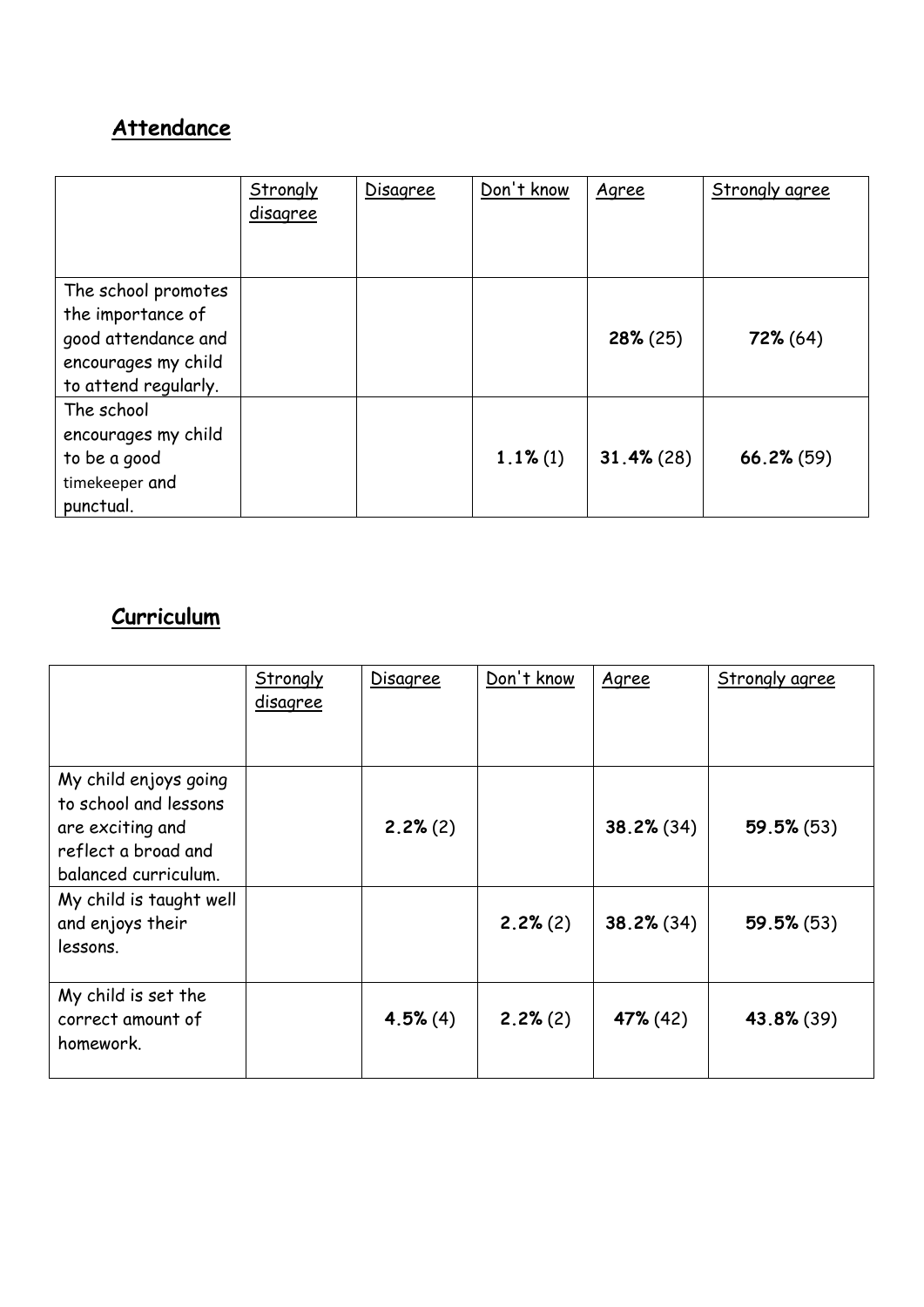## Attendance

| | Strongly disagree | Disagree | Don't know | Agree | Strongly agree |
|---|---|---|---|---|---|
| The school promotes the importance of good attendance and encourages my child to attend regularly. | | | | **28%** (25) | **72%** (64) |
| The school encourages my child to be a good timekeeper and punctual. | | | **1.1%** (1) | **31.4%** (28) | **66.2%** (59) |

## Curriculum

| | Strongly disagree | Disagree | Don't know | Agree | Strongly agree |
|---|---|---|---|---|---|
| My child enjoys going to school and lessons are exciting and reflect a broad and balanced curriculum. | | **2.2%** (2) | | **38.2%** (34) | **59.5%** (53) |
| My child is taught well and enjoys their lessons. | | | **2.2%** (2) | **38.2%** (34) | **59.5%** (53) |
| My child is set the correct amount of homework. | | **4.5%** (4) | **2.2%** (2) | **47%** (42) | **43.8%** (39) |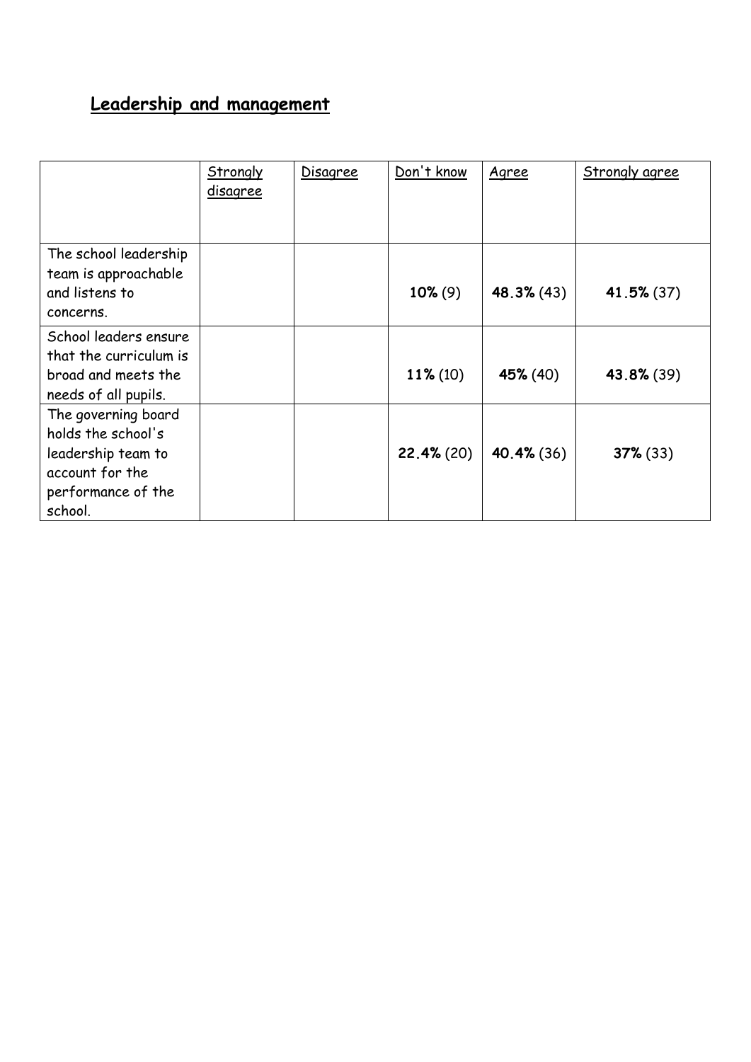## **Leadership and management**

| | Strongly disagree | Disagree | Don't know | Agree | Strongly agree |
|---|---|---|---|---|---|
| The school leadership team is approachable and listens to concerns. | | | **10%** (9) | **48.3%** (43) | **41.5%** (37) |
| School leaders ensure that the curriculum is broad and meets the needs of all pupils. | | | **11%** (10) | **45%** (40) | **43.8%** (39) |
| The governing board holds the school's leadership team to account for the performance of the school. | | | **22.4%** (20) | **40.4%** (36) | **37%** (33) |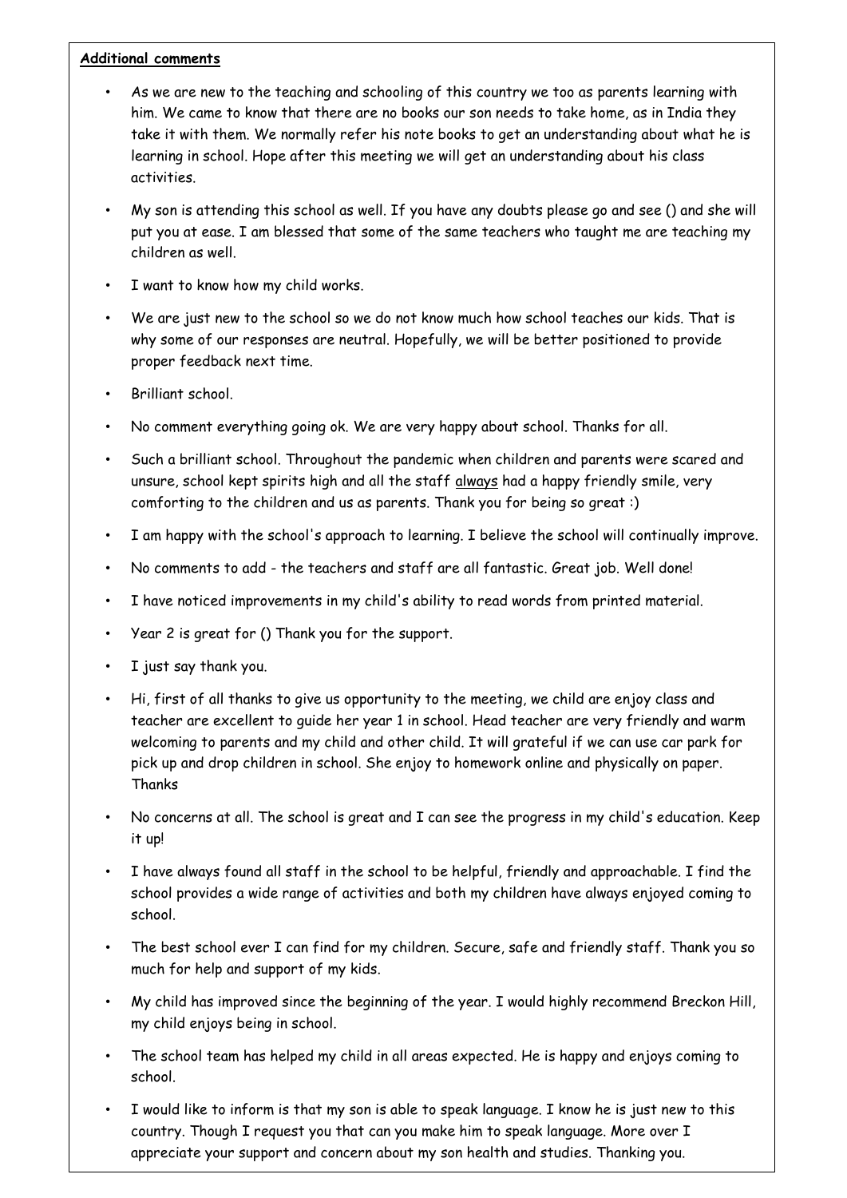**Additional comments**

- As we are new to the teaching and schooling of this country we too as parents learning with him. We came to know that there are no books our son needs to take home, as in India they take it with them. We normally refer his note books to get an understanding about what he is learning in school. Hope after this meeting we will get an understanding about his class activities.
- My son is attending this school as well. If you have any doubts please go and see () and she will put you at ease. I am blessed that some of the same teachers who taught me are teaching my children as well.
- I want to know how my child works.
- We are just new to the school so we do not know much how school teaches our kids. That is why some of our responses are neutral. Hopefully, we will be better positioned to provide proper feedback next time.
- Brilliant school.
- No comment everything going ok. We are very happy about school. Thanks for all.
- Such a brilliant school. Throughout the pandemic when children and parents were scared and unsure, school kept spirits high and all the staff <u>always</u> had a happy friendly smile, very comforting to the children and us as parents. Thank you for being so great :)
- I am happy with the school's approach to learning. I believe the school will continually improve.
- No comments to add - the teachers and staff are all fantastic. Great job. Well done!
- I have noticed improvements in my child's ability to read words from printed material.
- Year 2 is great for () Thank you for the support.
- I just say thank you.
- Hi, first of all thanks to give us opportunity to the meeting, we child are enjoy class and teacher are excellent to guide her year 1 in school. Head teacher are very friendly and warm welcoming to parents and my child and other child. It will grateful if we can use car park for pick up and drop children in school. She enjoy to homework online and physically on paper. Thanks
- No concerns at all. The school is great and I can see the progress in my child's education. Keep it up!
- I have always found all staff in the school to be helpful, friendly and approachable. I find the school provides a wide range of activities and both my children have always enjoyed coming to school.
- The best school ever I can find for my children. Secure, safe and friendly staff. Thank you so much for help and support of my kids.
- My child has improved since the beginning of the year. I would highly recommend Breckon Hill, my child enjoys being in school.
- The school team has helped my child in all areas expected. He is happy and enjoys coming to school.
- I would like to inform is that my son is able to speak language. I know he is just new to this country. Though I request you that can you make him to speak language. More over I appreciate your support and concern about my son health and studies. Thanking you.